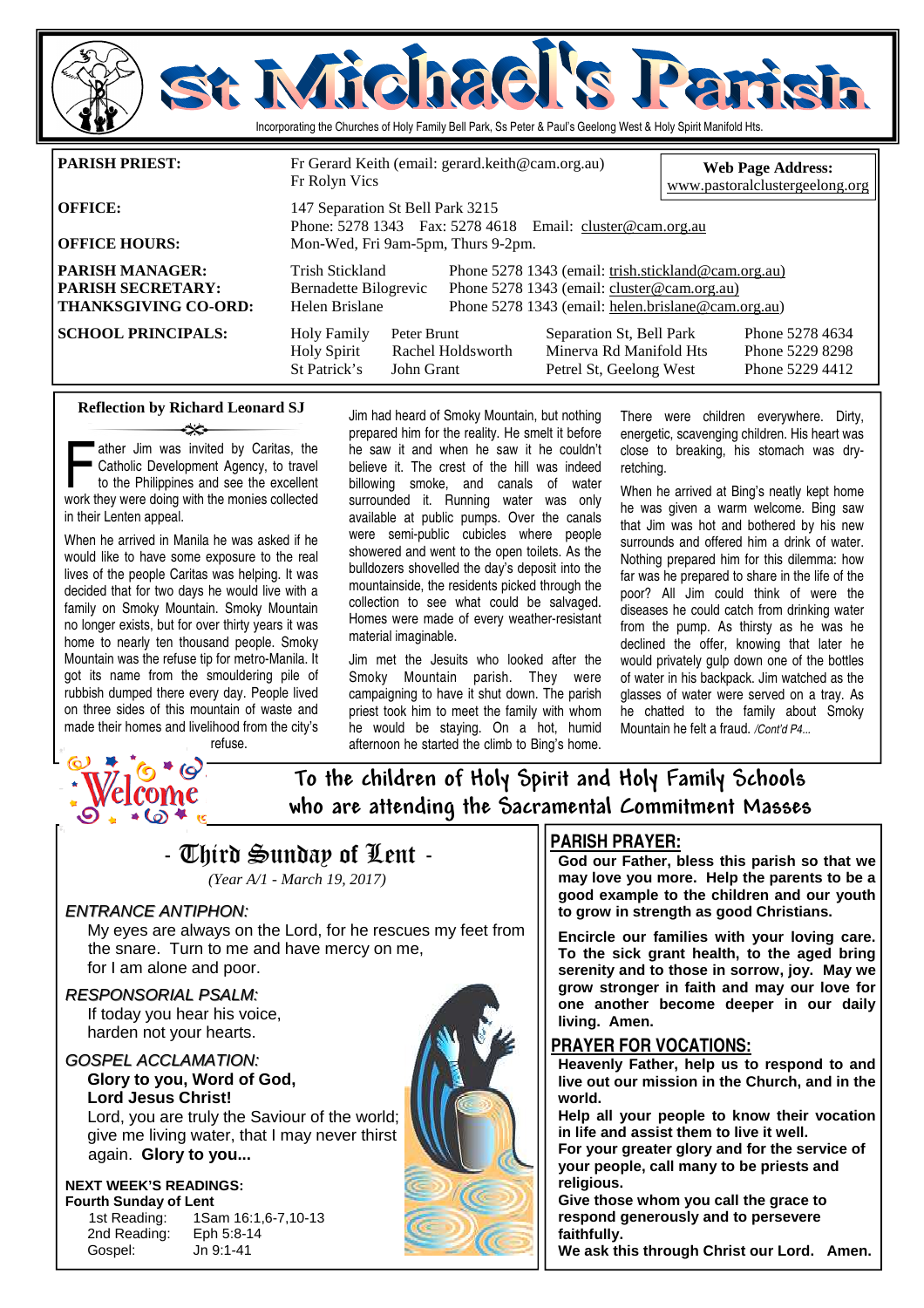# St Michael's Parish

Incorporating the Churches of Holy Family Bell Park, Ss Peter & Paul's Geelong West & Holy Spirit Manifold Hts.

| | | |
|---|---|---|
| **PARISH PRIEST:** | Fr Gerard Keith (email: gerard.keith@cam.org.au) Fr Rolyn Vics | **Web Page Address:** www.pastoralclustergeelong.org |
| **OFFICE:** | 147 Separation St Bell Park 3215 Phone: 5278 1343 Fax: 5278 4618 Email: cluster@cam.org.au | |
| **OFFICE HOURS:** | Mon-Wed, Fri 9am-5pm, Thurs 9-2pm. | |
| **PARISH MANAGER:** | Trish Stickland | Phone 5278 1343 (email: trish.stickland@cam.org.au) |
| **PARISH SECRETARY:** | Bernadette Bilogrevic | Phone 5278 1343 (email: cluster@cam.org.au) |
| **THANKSGIVING CO-ORD:** | Helen Brislane | Phone 5278 1343 (email: helen.brislane@cam.org.au) |

| **SCHOOL PRINCIPALS:** | | | |
|---|---|---|---|
| Holy Family | Peter Brunt | Separation St, Bell Park | Phone 5278 4634 |
| Holy Spirit | Rachel Holdsworth | Minerva Rd Manifold Hts | Phone 5229 8298 |
| St Patrick's | John Grant | Petrel St, Geelong West | Phone 5229 4412 |

## Reflection by Richard Leonard SJ

Father Jim was invited by Caritas, the Catholic Development Agency, to travel to the Philippines and see the excellent work they were doing with the monies collected in their Lenten appeal.

When he arrived in Manila he was asked if he would like to have some exposure to the real lives of the people Caritas was helping. It was decided that for two days he would live with a family on Smoky Mountain. Smoky Mountain no longer exists, but for over thirty years it was home to nearly ten thousand people. Smoky Mountain was the refuse tip for metro-Manila. It got its name from the smouldering pile of rubbish dumped there every day. People lived on three sides of this mountain of waste and made their homes and livelihood from the city's refuse.

Jim had heard of Smoky Mountain, but nothing prepared him for the reality. He smelt it before he saw it and when he saw it he couldn't believe it. The crest of the hill was indeed billowing smoke, and canals of water surrounded it. Running water was only available at public pumps. Over the canals were semi-public cubicles where people showered and went to the open toilets. As the bulldozers shovelled the day's deposit into the mountainside, the residents picked through the collection to see what could be salvaged. Homes were made of every weather-resistant material imaginable.

Jim met the Jesuits who looked after the Smoky Mountain parish. They were campaigning to have it shut down. The parish priest took him to meet the family with whom he would be staying. On a hot, humid afternoon he started the climb to Bing's home.

There were children everywhere. Dirty, energetic, scavenging children. His heart was close to breaking, his stomach was dry-retching.

When he arrived at Bing's neatly kept home he was given a warm welcome. Bing saw that Jim was hot and bothered by his new surrounds and offered him a drink of water. Nothing prepared him for this dilemma: how far was he prepared to share in the life of the poor? All Jim could think of were the diseases he could catch from drinking water from the pump. As thirsty as he was he declined the offer, knowing that later he would privately gulp down one of the bottles of water in his backpack. Jim watched as the glasses of water were served on a tray. As he chatted to the family about Smoky Mountain he felt a fraud. */Cont'd P4...*

**Welcome** To the children of Holy Spirit and Holy Family Schools who are attending the Sacramental Commitment Masses

## - Third Sunday of Lent -

*(Year A/1 - March 19, 2017)*

*ENTRANCE ANTIPHON:*

My eyes are always on the Lord, for he rescues my feet from the snare. Turn to me and have mercy on me, for I am alone and poor.

*RESPONSORIAL PSALM:*

If today you hear his voice, harden not your hearts.

*GOSPEL ACCLAMATION:*

**Glory to you, Word of God, Lord Jesus Christ!**
Lord, you are truly the Saviour of the world; give me living water, that I may never thirst again. **Glory to you...**

**NEXT WEEK'S READINGS:**
**Fourth Sunday of Lent**

| | |
|---|---|
| 1st Reading: | 1Sam 16:1,6-7,10-13 |
| 2nd Reading: | Eph 5:8-14 |
| Gospel: | Jn 9:1-41 |

## PARISH PRAYER:

**God our Father, bless this parish so that we may love you more. Help the parents to be a good example to the children and our youth to grow in strength as good Christians.**

**Encircle our families with your loving care. To the sick grant health, to the aged bring serenity and to those in sorrow, joy. May we grow stronger in faith and may our love for one another become deeper in our daily living. Amen.**

## PRAYER FOR VOCATIONS:

**Heavenly Father, help us to respond to and live out our mission in the Church, and in the world.**
**Help all your people to know their vocation in life and assist them to live it well.**
**For your greater glory and for the service of your people, call many to be priests and religious.**
**Give those whom you call the grace to respond generously and to persevere faithfully.**
**We ask this through Christ our Lord. Amen.**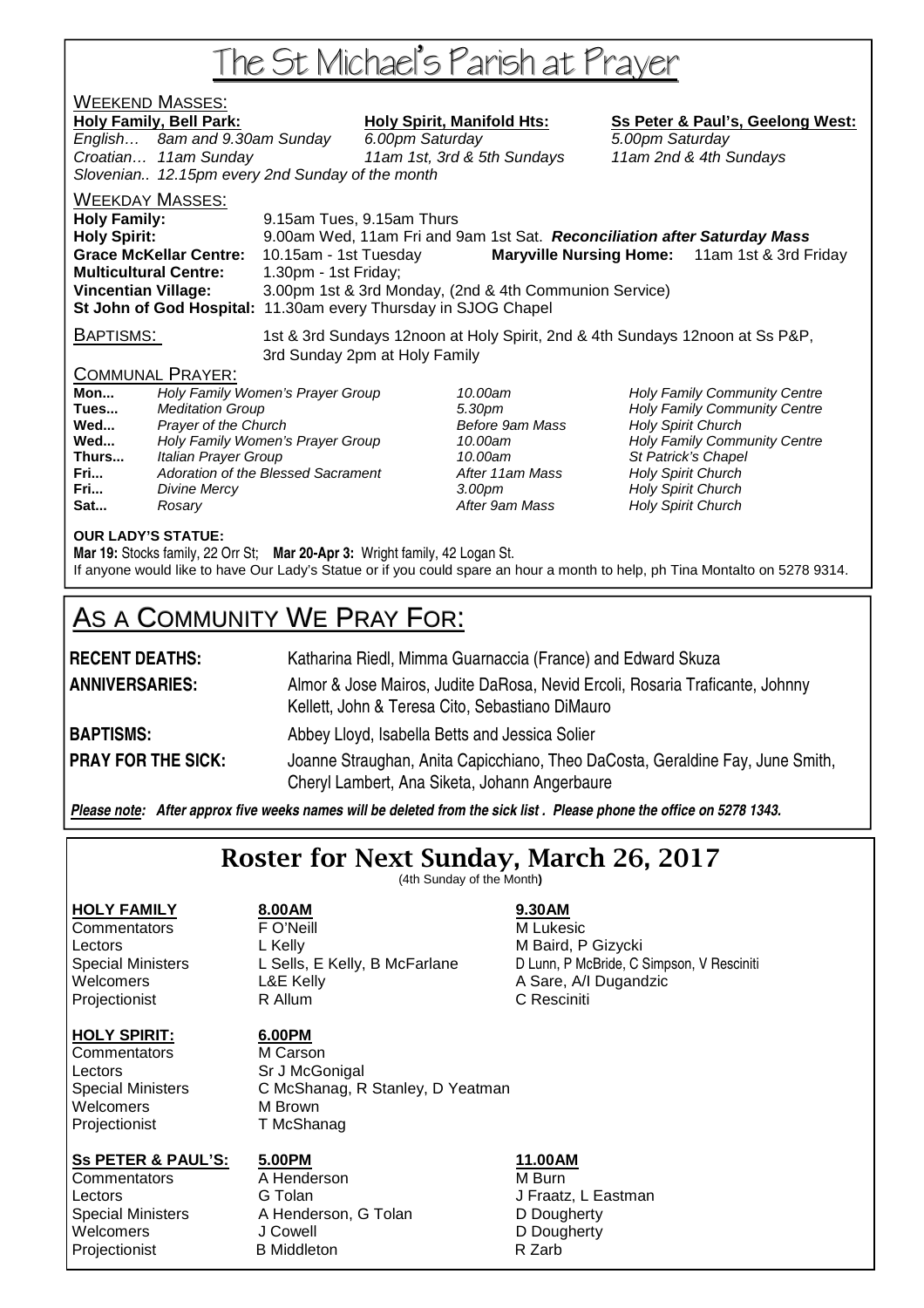# The St Michael's Parish at Prayer

## WEEKEND MASSES:

| **Holy Family, Bell Park:** | **Holy Spirit, Manifold Hts:** | **Ss Peter & Paul's, Geelong West:** |
|---|---|---|
| *English… 8am and 9.30am Sunday* | *6.00pm Saturday* | *5.00pm Saturday* |
| *Croatian… 11am Sunday* | *11am 1st, 3rd & 5th Sundays* | *11am 2nd & 4th Sundays* |
| *Slovenian.. 12.15pm every 2nd Sunday of the month* | | |

## WEEKDAY MASSES:

**Holy Family:** 9.15am Tues, 9.15am Thurs
**Holy Spirit:** 9.00am Wed, 11am Fri and 9am 1st Sat. ***Reconciliation after Saturday Mass***
**Grace McKellar Centre:** 10.15am - 1st Tuesday **Maryville Nursing Home:** 11am 1st & 3rd Friday
**Multicultural Centre:** 1.30pm - 1st Friday;
**Vincentian Village:** 3.00pm 1st & 3rd Monday, (2nd & 4th Communion Service)
**St John of God Hospital:** 11.30am every Thursday in SJOG Chapel

## BAPTISMS:

1st & 3rd Sundays 12noon at Holy Spirit, 2nd & 4th Sundays 12noon at Ss P&P, 3rd Sunday 2pm at Holy Family

## COMMUNAL PRAYER:

| | | | |
|---|---|---|---|
| **Mon...** | *Holy Family Women's Prayer Group* | *10.00am* | *Holy Family Community Centre* |
| **Tues...** | *Meditation Group* | *5.30pm* | *Holy Family Community Centre* |
| **Wed...** | *Prayer of the Church* | *Before 9am Mass* | *Holy Spirit Church* |
| **Wed...** | *Holy Family Women's Prayer Group* | *10.00am* | *Holy Family Community Centre* |
| **Thurs...** | *Italian Prayer Group* | *10.00am* | *St Patrick's Chapel* |
| **Fri...** | *Adoration of the Blessed Sacrament* | *After 11am Mass* | *Holy Spirit Church* |
| **Fri...** | *Divine Mercy* | *3.00pm* | *Holy Spirit Church* |
| **Sat...** | *Rosary* | *After 9am Mass* | *Holy Spirit Church* |

**OUR LADY'S STATUE:**
**Mar 19:** Stocks family, 22 Orr St; **Mar 20-Apr 3:** Wright family, 42 Logan St.
If anyone would like to have Our Lady's Statue or if you could spare an hour a month to help, ph Tina Montalto on 5278 9314.

# AS A COMMUNITY WE PRAY FOR:

**RECENT DEATHS:** Katharina Riedl, Mimma Guarnaccia (France) and Edward Skuza

**ANNIVERSARIES:** Almor & Jose Mairos, Judite DaRosa, Nevid Ercoli, Rosaria Traficante, Johnny Kellett, John & Teresa Cito, Sebastiano DiMauro

**BAPTISMS:** Abbey Lloyd, Isabella Betts and Jessica Solier

**PRAY FOR THE SICK:** Joanne Straughan, Anita Capicchiano, Theo DaCosta, Geraldine Fay, June Smith, Cheryl Lambert, Ana Siketa, Johann Angerbaure

***Please note:* *After approx five weeks names will be deleted from the sick list . Please phone the office on 5278 1343.***

# Roster for Next Sunday, March 26, 2017

(4th Sunday of the Month)

| **HOLY FAMILY** | **8.00AM** | **9.30AM** |
|---|---|---|
| Commentators | F O'Neill | M Lukesic |
| Lectors | L Kelly | M Baird, P Gizycki |
| Special Ministers | L Sells, E Kelly, B McFarlane | D Lunn, P McBride, C Simpson, V Resciniti |
| Welcomers | L&E Kelly | A Sare, A/I Dugandzic |
| Projectionist | R Allum | C Resciniti |

| **HOLY SPIRIT:** | **6.00PM** |
|---|---|
| Commentators | M Carson |
| Lectors | Sr J McGonigal |
| Special Ministers | C McShanag, R Stanley, D Yeatman |
| Welcomers | M Brown |
| Projectionist | T McShanag |

| **Ss PETER & PAUL'S:** | **5.00PM** | **11.00AM** |
|---|---|---|
| Commentators | A Henderson | M Burn |
| Lectors | G Tolan | J Fraatz, L Eastman |
| Special Ministers | A Henderson, G Tolan | D Dougherty |
| Welcomers | J Cowell | D Dougherty |
| Projectionist | B Middleton | R Zarb |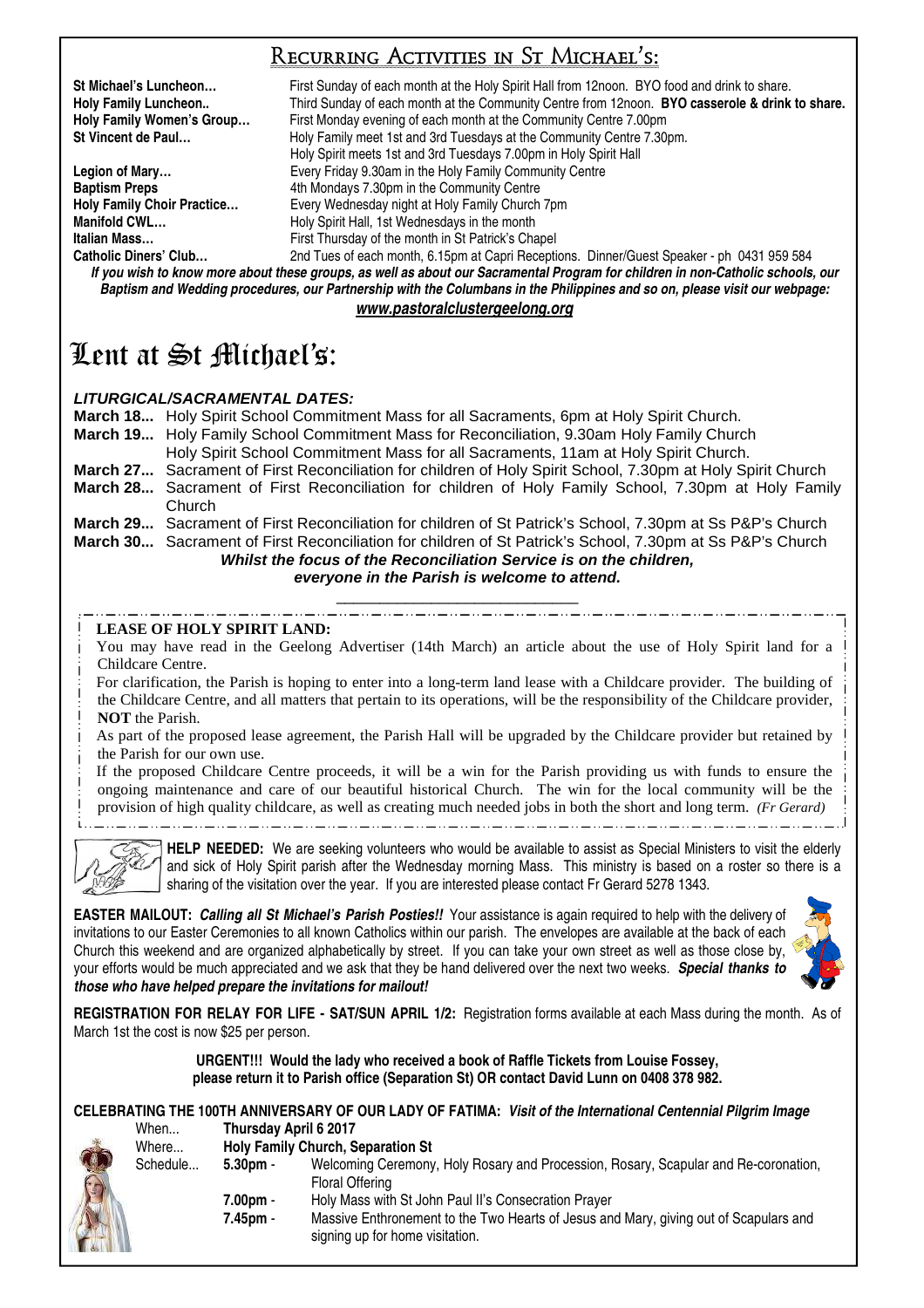## Recurring Activities in St Michael's:

**St Michael's Luncheon…** First Sunday of each month at the Holy Spirit Hall from 12noon. BYO food and drink to share.
**Holy Family Luncheon..** Third Sunday of each month at the Community Centre from 12noon. **BYO casserole & drink to share.**
**Holy Family Women's Group…** First Monday evening of each month at the Community Centre 7.00pm
**St Vincent de Paul…** Holy Family meet 1st and 3rd Tuesdays at the Community Centre 7.30pm. Holy Spirit meets 1st and 3rd Tuesdays 7.00pm in Holy Spirit Hall
**Legion of Mary…** Every Friday 9.30am in the Holy Family Community Centre
**Baptism Preps** 4th Mondays 7.30pm in the Community Centre
**Holy Family Choir Practice…** Every Wednesday night at Holy Family Church 7pm
**Manifold CWL…** Holy Spirit Hall, 1st Wednesdays in the month
**Italian Mass…** First Thursday of the month in St Patrick's Chapel
**Catholic Diners' Club…** 2nd Tues of each month, 6.15pm at Capri Receptions. Dinner/Guest Speaker - ph 0431 959 584

***If you wish to know more about these groups, as well as about our Sacramental Program for children in non-Catholic schools, our Baptism and Wedding procedures, our Partnership with the Columbans in the Philippines and so on, please visit our webpage:***
***www.pastoralclustergeelong.org***

# Lent at St Michael's:

***LITURGICAL/SACRAMENTAL DATES:***

**March 18...** Holy Spirit School Commitment Mass for all Sacraments, 6pm at Holy Spirit Church.
**March 19...** Holy Family School Commitment Mass for Reconciliation, 9.30am Holy Family Church
Holy Spirit School Commitment Mass for all Sacraments, 11am at Holy Spirit Church.
**March 27...** Sacrament of First Reconciliation for children of Holy Spirit School, 7.30pm at Holy Spirit Church
**March 28...** Sacrament of First Reconciliation for children of Holy Family School, 7.30pm at Holy Family Church
**March 29...** Sacrament of First Reconciliation for children of St Patrick's School, 7.30pm at Ss P&P's Church
**March 30...** Sacrament of First Reconciliation for children of St Patrick's School, 7.30pm at Ss P&P's Church

***Whilst the focus of the Reconciliation Service is on the children, everyone in the Parish is welcome to attend.***

---

**LEASE OF HOLY SPIRIT LAND:**

You may have read in the Geelong Advertiser (14th March) an article about the use of Holy Spirit land for a Childcare Centre.

For clarification, the Parish is hoping to enter into a long-term land lease with a Childcare provider. The building of the Childcare Centre, and all matters that pertain to its operations, will be the responsibility of the Childcare provider, **NOT** the Parish.

As part of the proposed lease agreement, the Parish Hall will be upgraded by the Childcare provider but retained by the Parish for our own use.

If the proposed Childcare Centre proceeds, it will be a win for the Parish providing us with funds to ensure the ongoing maintenance and care of our beautiful historical Church. The win for the local community will be the provision of high quality childcare, as well as creating much needed jobs in both the short and long term. *(Fr Gerard)*

**HELP NEEDED:** We are seeking volunteers who would be available to assist as Special Ministers to visit the elderly and sick of Holy Spirit parish after the Wednesday morning Mass. This ministry is based on a roster so there is a sharing of the visitation over the year. If you are interested please contact Fr Gerard 5278 1343.

**EASTER MAILOUT:** ***Calling all St Michael's Parish Posties!!*** Your assistance is again required to help with the delivery of invitations to our Easter Ceremonies to all known Catholics within our parish. The envelopes are available at the back of each Church this weekend and are organized alphabetically by street. If you can take your own street as well as those close by, your efforts would be much appreciated and we ask that they be hand delivered over the next two weeks. ***Special thanks to those who have helped prepare the invitations for mailout!***

**REGISTRATION FOR RELAY FOR LIFE - SAT/SUN APRIL 1/2:** Registration forms available at each Mass during the month. As of March 1st the cost is now $25 per person.

**URGENT!!! Would the lady who received a book of Raffle Tickets from Louise Fossey, please return it to Parish office (Separation St) OR contact David Lunn on 0408 378 982.**

**CELEBRATING THE 100TH ANNIVERSARY OF OUR LADY OF FATIMA:** ***Visit of the International Centennial Pilgrim Image***

When... **Thursday April 6 2017**
Where... **Holy Family Church, Separation St**
Schedule...
**5.30pm** - Welcoming Ceremony, Holy Rosary and Procession, Rosary, Scapular and Re-coronation, Floral Offering
**7.00pm** - Holy Mass with St John Paul II's Consecration Prayer
**7.45pm** - Massive Enthronement to the Two Hearts of Jesus and Mary, giving out of Scapulars and signing up for home visitation.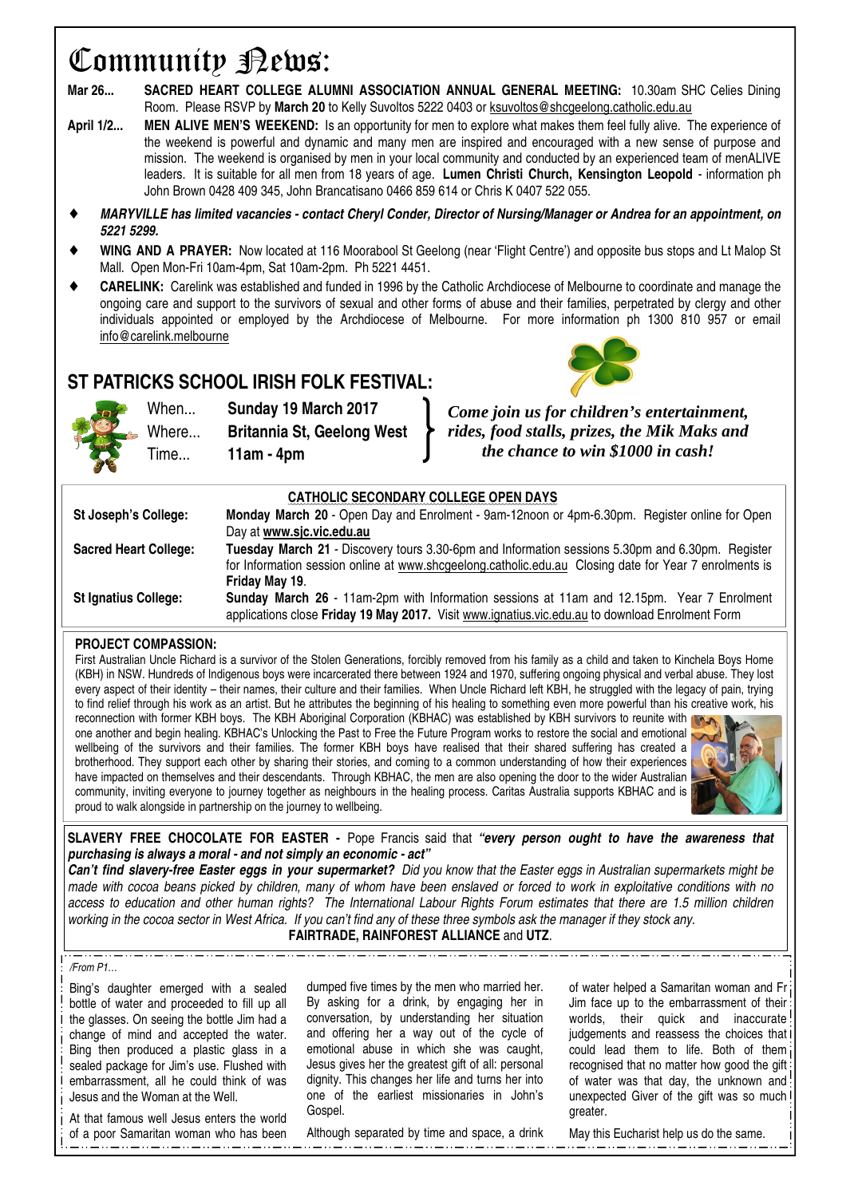# Community News:

**Mar 26...** **SACRED HEART COLLEGE ALUMNI ASSOCIATION ANNUAL GENERAL MEETING:** 10.30am SHC Celies Dining Room. Please RSVP by **March 20** to Kelly Suvoltos 5222 0403 or ksuvoltos@shcgeelong.catholic.edu.au

**April 1/2...** **MEN ALIVE MEN'S WEEKEND:** Is an opportunity for men to explore what makes them feel fully alive. The experience of the weekend is powerful and dynamic and many men are inspired and encouraged with a new sense of purpose and mission. The weekend is organised by men in your local community and conducted by an experienced team of menALIVE leaders. It is suitable for all men from 18 years of age. **Lumen Christi Church, Kensington Leopold** - information ph John Brown 0428 409 345, John Brancatisano 0466 859 614 or Chris K 0407 522 055.

- ***MARYVILLE has limited vacancies - contact Cheryl Conder, Director of Nursing/Manager or Andrea for an appointment, on 5221 5299.***
- **WING AND A PRAYER:** Now located at 116 Moorabool St Geelong (near 'Flight Centre') and opposite bus stops and Lt Malop St Mall. Open Mon-Fri 10am-4pm, Sat 10am-2pm. Ph 5221 4451.
- **CARELINK:** Carelink was established and funded in 1996 by the Catholic Archdiocese of Melbourne to coordinate and manage the ongoing care and support to the survivors of sexual and other forms of abuse and their families, perpetrated by clergy and other individuals appointed or employed by the Archdiocese of Melbourne. For more information ph 1300 810 957 or email info@carelink.melbourne

## ST PATRICKS SCHOOL IRISH FOLK FESTIVAL:

When... **Sunday 19 March 2017**
Where... **Britannia St, Geelong West**
Time... **11am - 4pm**

***Come join us for children's entertainment, rides, food stalls, prizes, the Mik Maks and the chance to win $1000 in cash!***

**CATHOLIC SECONDARY COLLEGE OPEN DAYS**

| | |
|---|---|
| **St Joseph's College:** | **Monday March 20** - Open Day and Enrolment - 9am-12noon or 4pm-6.30pm. Register online for Open Day at **www.sjc.vic.edu.au** |
| **Sacred Heart College:** | **Tuesday March 21** - Discovery tours 3.30-6pm and Information sessions 5.30pm and 6.30pm. Register for Information session online at www.shcgeelong.catholic.edu.au Closing date for Year 7 enrolments is **Friday May 19**. |
| **St Ignatius College:** | **Sunday March 26** - 11am-2pm with Information sessions at 11am and 12.15pm. Year 7 Enrolment applications close **Friday 19 May 2017.** Visit www.ignatius.vic.edu.au to download Enrolment Form |

**PROJECT COMPASSION:**

First Australian Uncle Richard is a survivor of the Stolen Generations, forcibly removed from his family as a child and taken to Kinchela Boys Home (KBH) in NSW. Hundreds of Indigenous boys were incarcerated there between 1924 and 1970, suffering ongoing physical and verbal abuse. They lost every aspect of their identity – their names, their culture and their families. When Uncle Richard left KBH, he struggled with the legacy of pain, trying to find relief through his work as an artist. But he attributes the beginning of his healing to something even more powerful than his creative work, his reconnection with former KBH boys. The KBH Aboriginal Corporation (KBHAC) was established by KBH survivors to reunite with one another and begin healing. KBHAC's Unlocking the Past to Free the Future Program works to restore the social and emotional wellbeing of the survivors and their families. The former KBH boys have realised that their shared suffering has created a brotherhood. They support each other by sharing their stories, and coming to a common understanding of how their experiences have impacted on themselves and their descendants. Through KBHAC, the men are also opening the door to the wider Australian community, inviting everyone to journey together as neighbours in the healing process. Caritas Australia supports KBHAC and is proud to walk alongside in partnership on the journey to wellbeing.

**SLAVERY FREE CHOCOLATE FOR EASTER -** Pope Francis said that ***"every person ought to have the awareness that purchasing is always a moral - and not simply an economic - act"***

***Can't find slavery-free Easter eggs in your supermarket?*** *Did you know that the Easter eggs in Australian supermarkets might be made with cocoa beans picked by children, many of whom have been enslaved or forced to work in exploitative conditions with no access to education and other human rights? The International Labour Rights Forum estimates that there are 1.5 million children working in the cocoa sector in West Africa. If you can't find any of these three symbols ask the manager if they stock any.*

**FAIRTRADE, RAINFOREST ALLIANCE** and **UTZ**.

*/From P1...*

Bing's daughter emerged with a sealed bottle of water and proceeded to fill up all the glasses. On seeing the bottle Jim had a change of mind and accepted the water. Bing then produced a plastic glass in a sealed package for Jim's use. Flushed with embarrassment, all he could think of was Jesus and the Woman at the Well.

At that famous well Jesus enters the world of a poor Samaritan woman who has been dumped five times by the men who married her. By asking for a drink, by engaging her in conversation, by understanding her situation and offering her a way out of the cycle of emotional abuse in which she was caught, Jesus gives her the greatest gift of all: personal dignity. This changes her life and turns her into one of the earliest missionaries in John's Gospel.

Although separated by time and space, a drink of water helped a Samaritan woman and Fr Jim face up to the embarrassment of their worlds, their quick and inaccurate judgements and reassess the choices that could lead them to life. Both of them recognised that no matter how good the gift of water was that day, the unknown and unexpected Giver of the gift was so much greater.

May this Eucharist help us do the same.